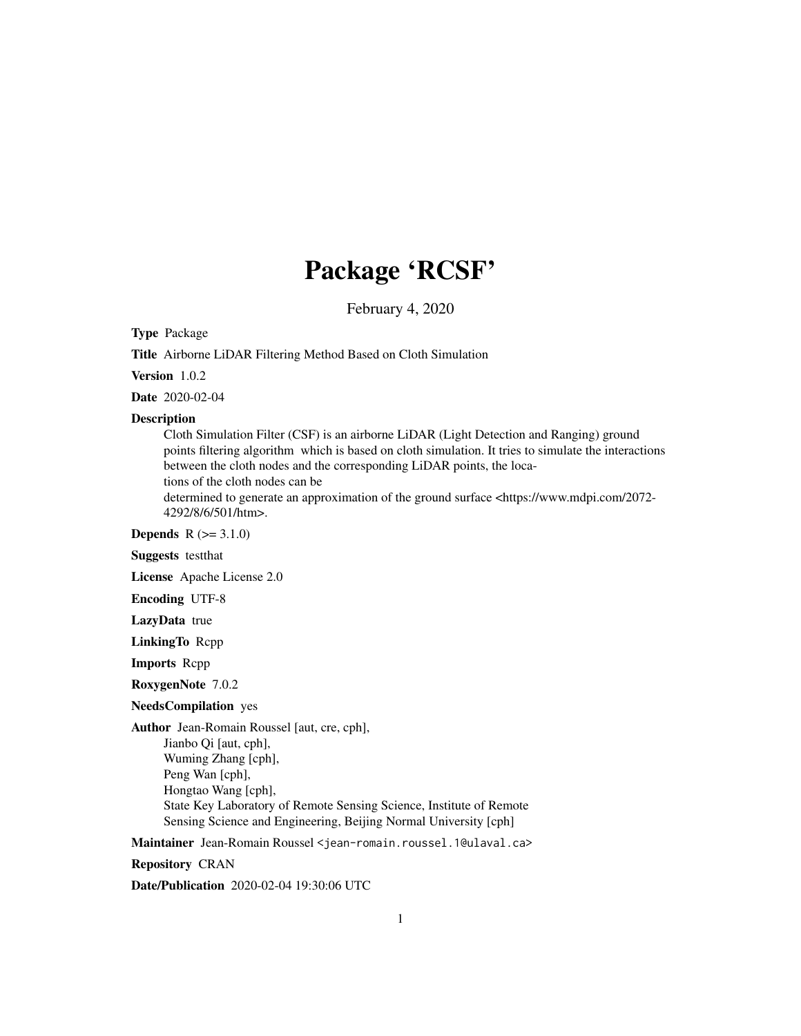# Package 'RCSF'

February 4, 2020

**Type** Package

**Title** Airborne LiDAR Filtering Method Based on Cloth Simulation

**Version** 1.0.2

**Date** 2020-02-04

**Description**
Cloth Simulation Filter (CSF) is an airborne LiDAR (Light Detection and Ranging) ground points filtering algorithm which is based on cloth simulation. It tries to simulate the interactions between the cloth nodes and the corresponding LiDAR points, the locations of the cloth nodes can be determined to generate an approximation of the ground surface <https://www.mdpi.com/2072-4292/8/6/501/htm>.

**Depends** R (>= 3.1.0)

**Suggests** testthat

**License** Apache License 2.0

**Encoding** UTF-8

**LazyData** true

**LinkingTo** Rcpp

**Imports** Rcpp

**RoxygenNote** 7.0.2

**NeedsCompilation** yes

**Author** Jean-Romain Roussel [aut, cre, cph],
Jianbo Qi [aut, cph],
Wuming Zhang [cph],
Peng Wan [cph],
Hongtao Wang [cph],
State Key Laboratory of Remote Sensing Science, Institute of Remote Sensing Science and Engineering, Beijing Normal University [cph]

**Maintainer** Jean-Romain Roussel <jean-romain.roussel.1@ulaval.ca>

**Repository** CRAN

**Date/Publication** 2020-02-04 19:30:06 UTC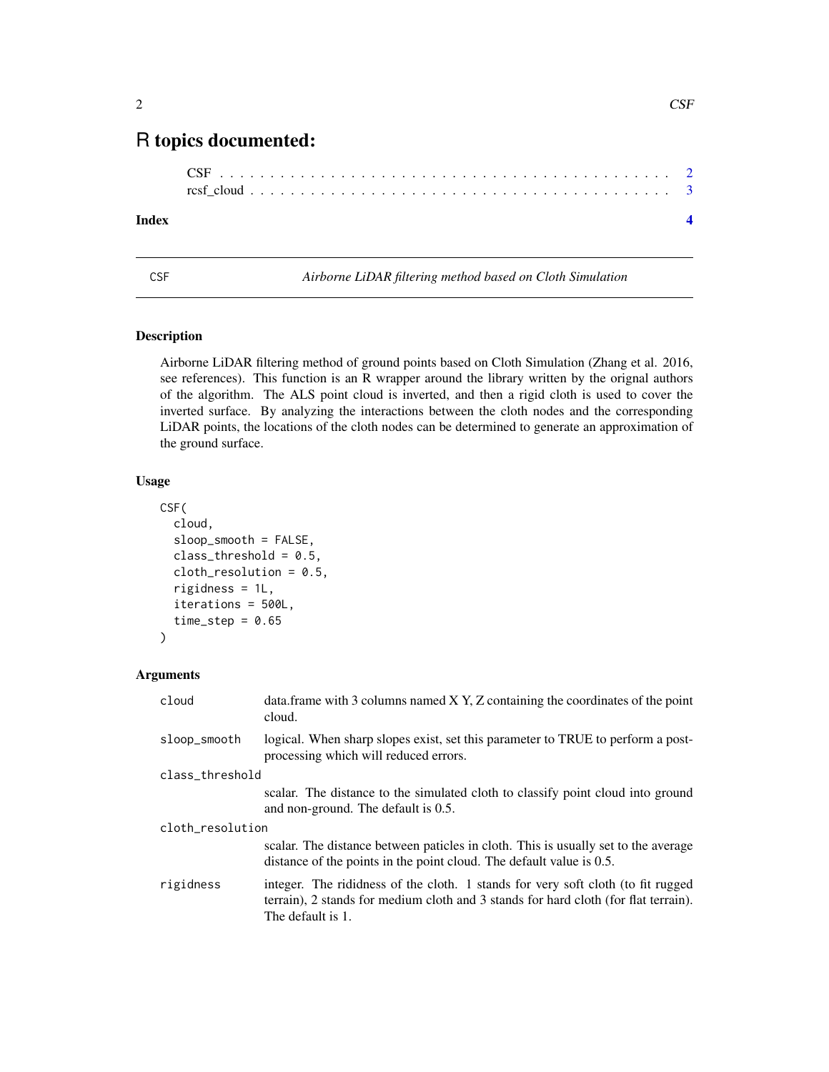# R topics documented:

CSF . . . . . . . . . . . . . . . . . . . . . . . . . . . . . . . . . . . . . . . . . . . 2
rcsf_cloud . . . . . . . . . . . . . . . . . . . . . . . . . . . . . . . . . . . . . . . 3

**Index** **4**

---

CSF *Airborne LiDAR filtering method based on Cloth Simulation*

---

### Description

Airborne LiDAR filtering method of ground points based on Cloth Simulation (Zhang et al. 2016, see references). This function is an R wrapper around the library written by the orignal authors of the algorithm. The ALS point cloud is inverted, and then a rigid cloth is used to cover the inverted surface. By analyzing the interactions between the cloth nodes and the corresponding LiDAR points, the locations of the cloth nodes can be determined to generate an approximation of the ground surface.

### Usage

```
CSF(
  cloud,
  sloop_smooth = FALSE,
  class_threshold = 0.5,
  cloth_resolution = 0.5,
  rigidness = 1L,
  iterations = 500L,
  time_step = 0.65
)
```

### Arguments

| | |
|---|---|
| cloud | data.frame with 3 columns named X Y, Z containing the coordinates of the point cloud. |
| sloop_smooth | logical. When sharp slopes exist, set this parameter to TRUE to perform a post-processing which will reduced errors. |
| class_threshold | scalar. The distance to the simulated cloth to classify point cloud into ground and non-ground. The default is 0.5. |
| cloth_resolution | scalar. The distance between paticles in cloth. This is usually set to the average distance of the points in the point cloud. The default value is 0.5. |
| rigidness | integer. The rididness of the cloth. 1 stands for very soft cloth (to fit rugged terrain), 2 stands for medium cloth and 3 stands for hard cloth (for flat terrain). The default is 1. |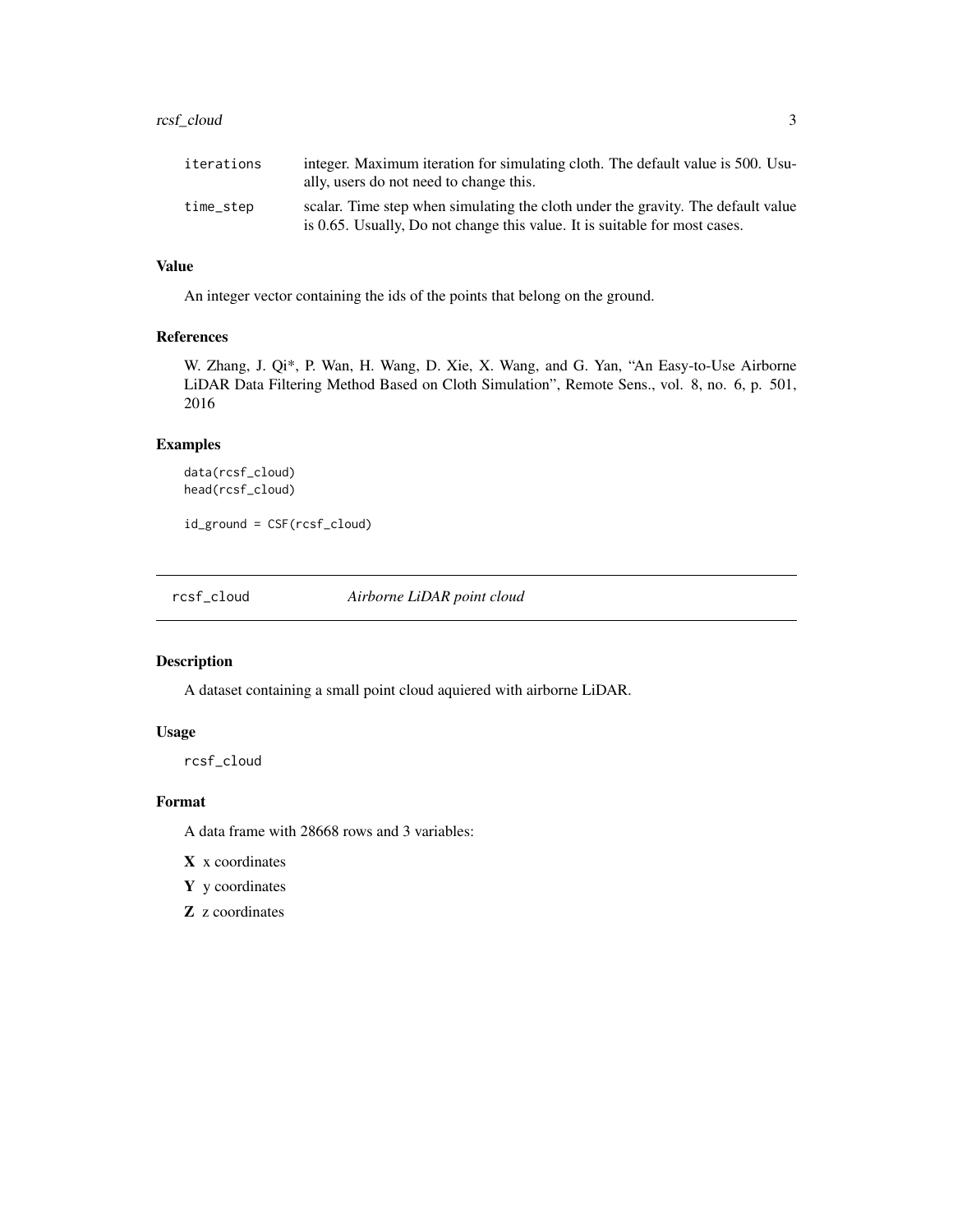| | |
|---|---|
| `iterations` | integer. Maximum iteration for simulating cloth. The default value is 500. Usually, users do not need to change this. |
| `time_step` | scalar. Time step when simulating the cloth under the gravity. The default value is 0.65. Usually, Do not change this value. It is suitable for most cases. |

### Value

An integer vector containing the ids of the points that belong on the ground.

### References

W. Zhang, J. Qi*, P. Wan, H. Wang, D. Xie, X. Wang, and G. Yan, "An Easy-to-Use Airborne LiDAR Data Filtering Method Based on Cloth Simulation", Remote Sens., vol. 8, no. 6, p. 501, 2016

### Examples

```
data(rcsf_cloud)
head(rcsf_cloud)

id_ground = CSF(rcsf_cloud)
```

---

## `rcsf_cloud` *Airborne LiDAR point cloud*

---

### Description

A dataset containing a small point cloud aquiered with airborne LiDAR.

### Usage

```
rcsf_cloud
```

### Format

A data frame with 28668 rows and 3 variables:

- **X** x coordinates
- **Y** y coordinates
- **Z** z coordinates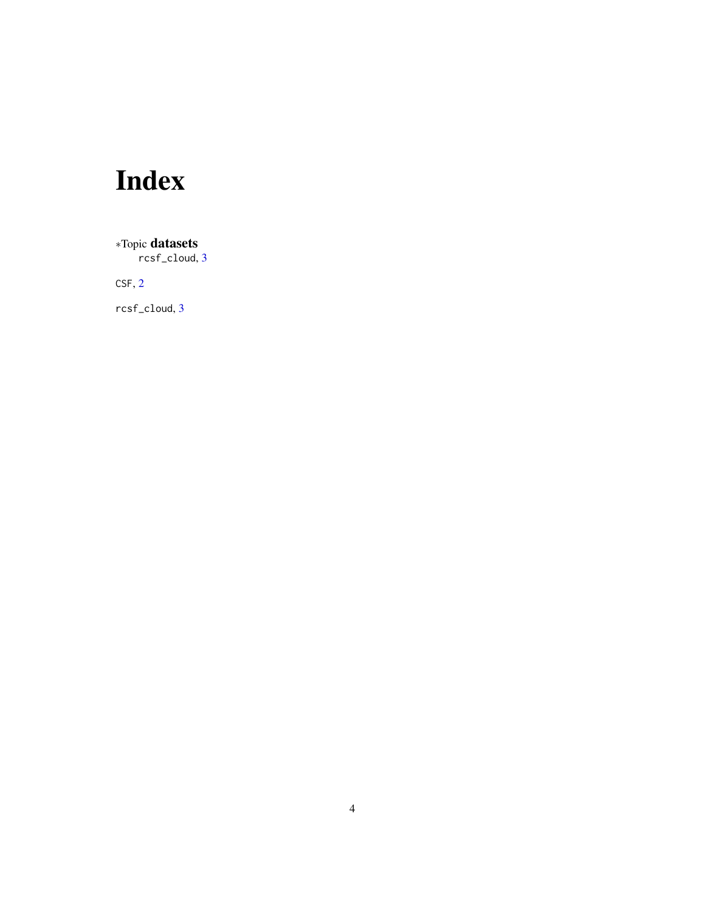# Index

∗Topic **datasets**
    rcsf_cloud, 3

CSF, 2

rcsf_cloud, 3